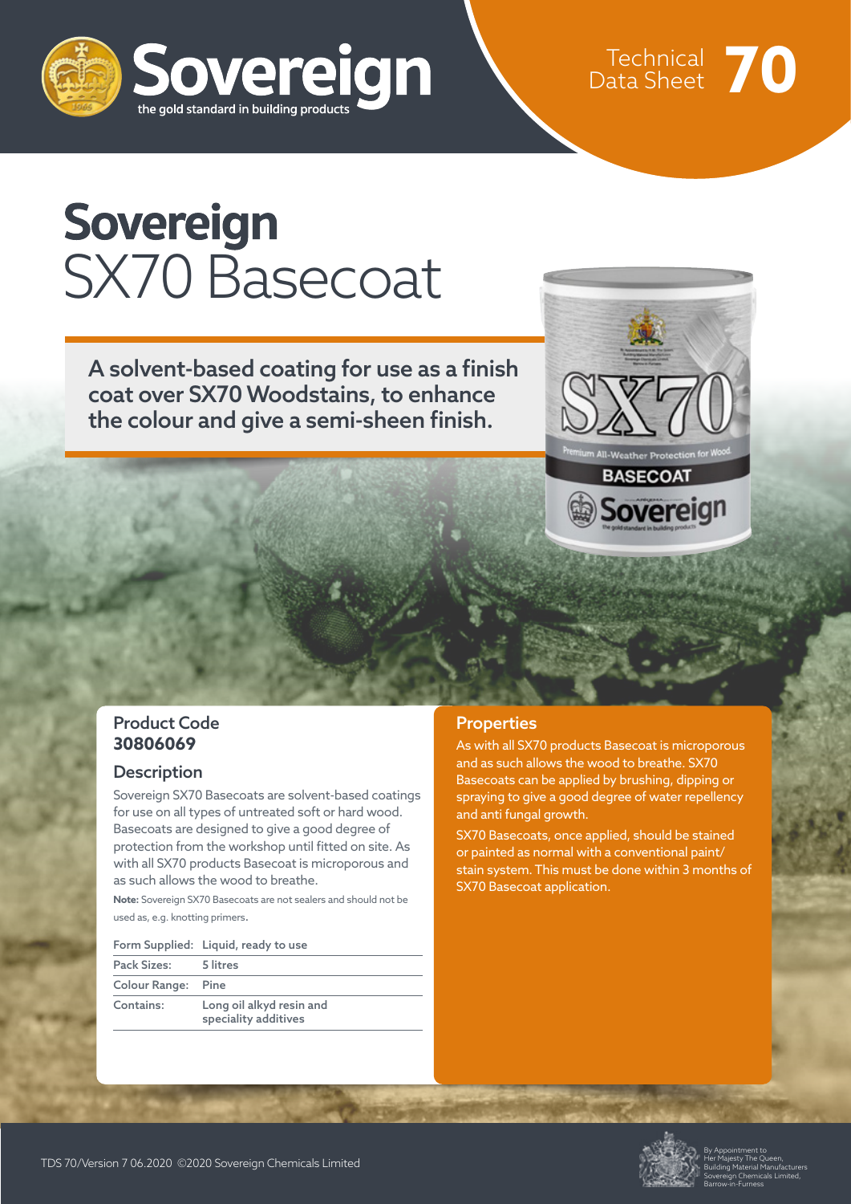Technical Data Sheet **70**

# **Sovereign** SX70 Basecoat

**A solvent-based coating for use as a finish coat over SX70 Woodstains, to enhance the colour and give a semi-sheen finish.**

## Product Code
**30806069**

## Description

Sovereign SX70 Basecoats are solvent-based coatings for use on all types of untreated soft or hard wood. Basecoats are designed to give a good degree of protection from the workshop until fitted on site. As with all SX70 products Basecoat is microporous and as such allows the wood to breathe.

**Note:** Sovereign SX70 Basecoats are not sealers and should not be used as, e.g. knotting primers.

| Form Supplied: | Liquid, ready to use |
|---|---|
| Pack Sizes: | 5 litres |
| Colour Range: | Pine |
| Contains: | Long oil alkyd resin and speciality additives |

## Properties

As with all SX70 products Basecoat is microporous and as such allows the wood to breathe. SX70 Basecoats can be applied by brushing, dipping or spraying to give a good degree of water repellency and anti fungal growth.

SX70 Basecoats, once applied, should be stained or painted as normal with a conventional paint/stain system. This must be done within 3 months of SX70 Basecoat application.

TDS 70/Version 7 06.2020 ©2020 Sovereign Chemicals Limited

By Appointment to Her Majesty The Queen, Building Material Manufacturers Sovereign Chemicals Limited, Barrow-in-Furness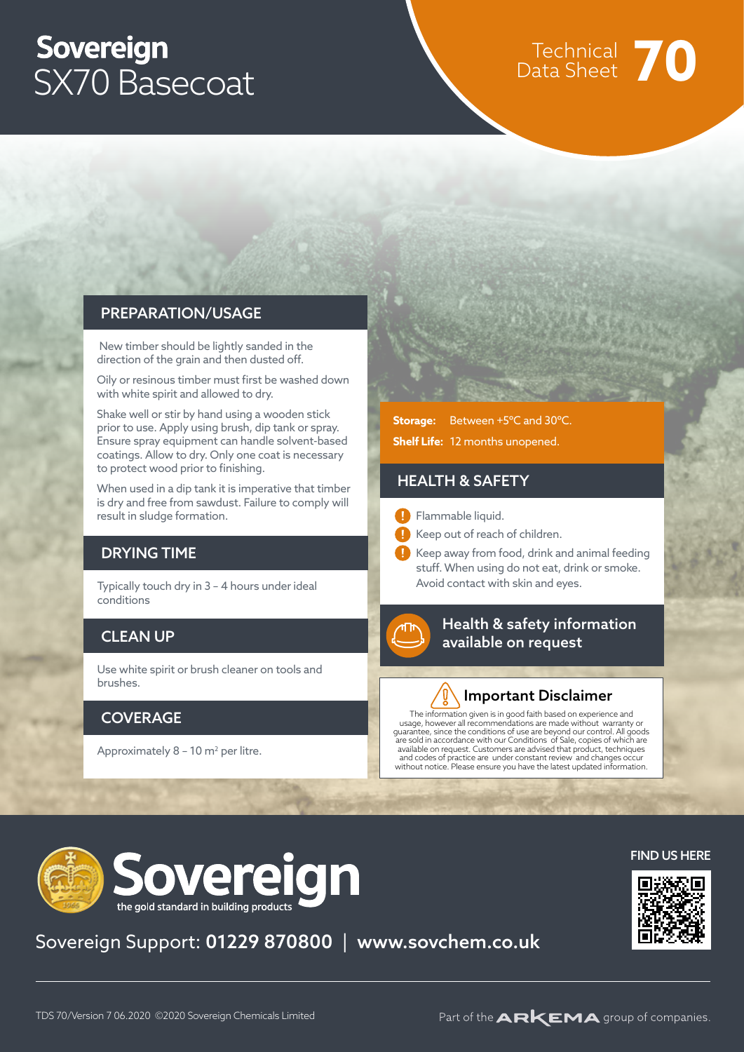# Sovereign SX70 Basecoat

Technical Data Sheet **70**

## PREPARATION/USAGE

New timber should be lightly sanded in the direction of the grain and then dusted off.

Oily or resinous timber must first be washed down with white spirit and allowed to dry.

Shake well or stir by hand using a wooden stick prior to use. Apply using brush, dip tank or spray. Ensure spray equipment can handle solvent-based coatings. Allow to dry. Only one coat is necessary to protect wood prior to finishing.

When used in a dip tank it is imperative that timber is dry and free from sawdust. Failure to comply will result in sludge formation.

## DRYING TIME

Typically touch dry in 3 – 4 hours under ideal conditions

## CLEAN UP

Use white spirit or brush cleaner on tools and brushes.

## COVERAGE

Approximately 8 – 10 m² per litre.

**Storage:** Between +5°C and 30°C.

**Shelf Life:** 12 months unopened.

## HEALTH & SAFETY

- Flammable liquid.
- Keep out of reach of children.
- Keep away from food, drink and animal feeding stuff. When using do not eat, drink or smoke. Avoid contact with skin and eyes.

**Health & safety information available on request**

### Important Disclaimer

The information given is in good faith based on experience and usage, however all recommendations are made without warranty or guarantee, since the conditions of use are beyond our control. All goods are sold in accordance with our Conditions of Sale, copies of which are available on request. Customers are advised that product, techniques and codes of practice are under constant review and changes occur without notice. Please ensure you have the latest updated information.

Sovereign – the gold standard in building products

FIND US HERE

Sovereign Support: **01229 870800** | **www.sovchem.co.uk**

TDS 70/Version 7 06.2020 ©2020 Sovereign Chemicals Limited

Part of the ARKEMA group of companies.